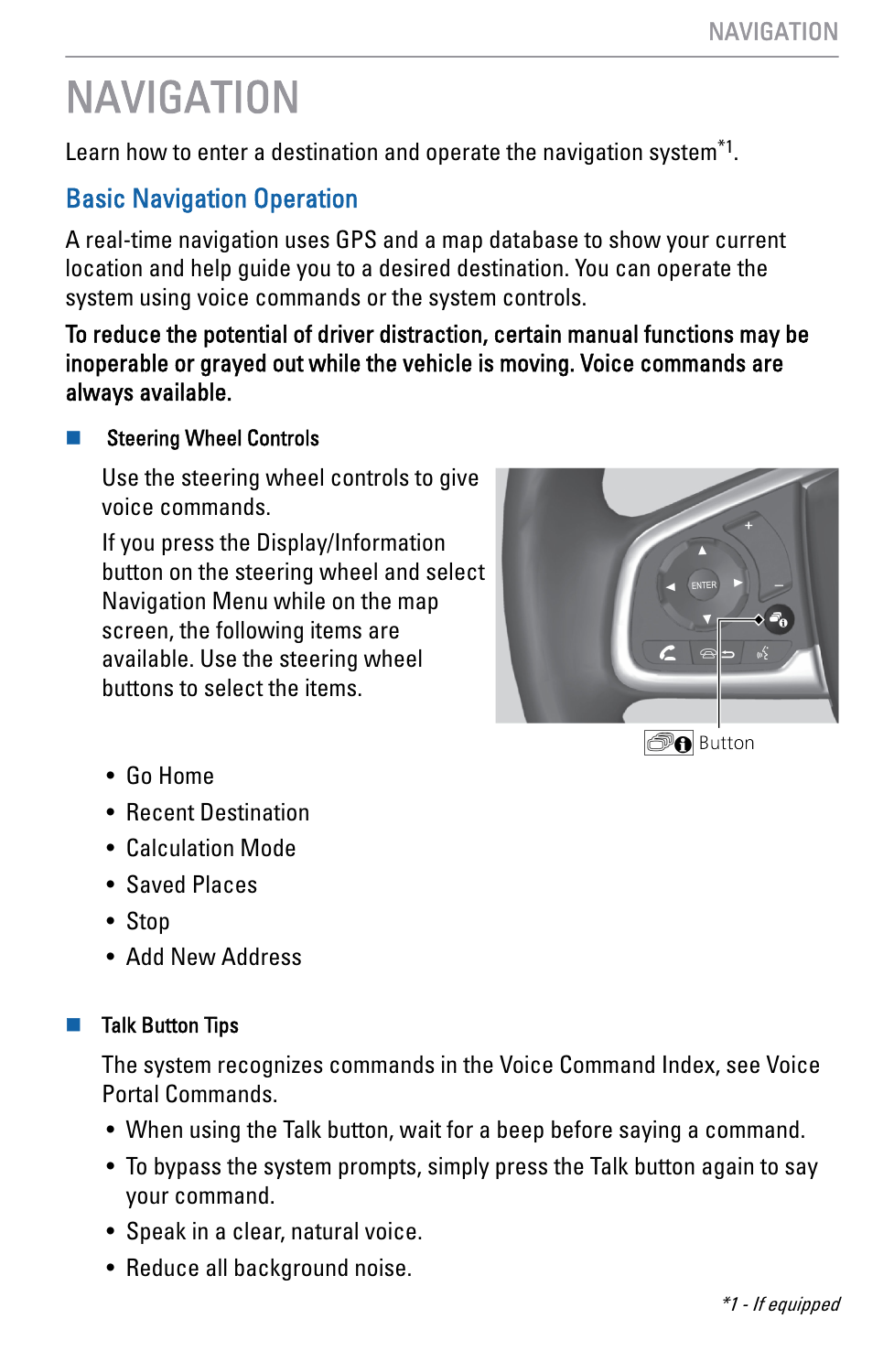# NAVIGATION

Learn how to enter a destination and operate the navigation system*1.

## Basic Navigation Operation

A real-time navigation uses GPS and a map database to show your current location and help guide you to a desired destination. You can operate the system using voice commands or the system controls.

**To reduce the potential of driver distraction, certain manual functions may be inoperable or grayed out while the vehicle is moving. Voice commands are always available.**

### Steering Wheel Controls

Use the steering wheel controls to give voice commands.

If you press the Display/Information button on the steering wheel and select Navigation Menu while on the map screen, the following items are available. Use the steering wheel buttons to select the items.

Button

- Go Home
- Recent Destination
- Calculation Mode
- Saved Places
- Stop
- Add New Address

### Talk Button Tips

The system recognizes commands in the Voice Command Index, see Voice Portal Commands.

- When using the Talk button, wait for a beep before saying a command.
- To bypass the system prompts, simply press the Talk button again to say your command.
- Speak in a clear, natural voice.
- Reduce all background noise.

*\*1 - If equipped*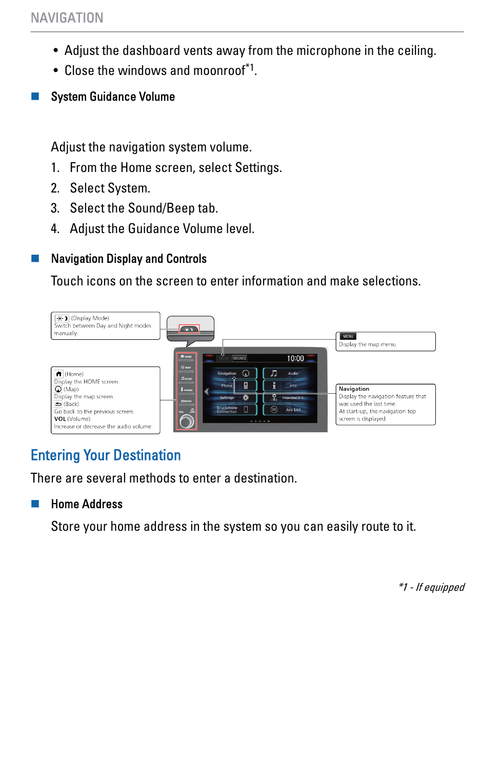- Adjust the dashboard vents away from the microphone in the ceiling.
- Close the windows and moonroof*1.

## System Guidance Volume

Adjust the navigation system volume.

1. From the Home screen, select Settings.
2. Select System.
3. Select the Sound/Beep tab.
4. Adjust the Guidance Volume level.

## Navigation Display and Controls

Touch icons on the screen to enter information and make selections.

(Display Mode)
Switch between Day and Night modes manually.

(Home)
Display the HOME screen.
(Map)
Display the map screen.
(Back)
Go back to the previous screen.
**VOL** (Volume)
Increase or decrease the audio volume.

MENU
Display the map menu.

**Navigation**
Display the navigation feature that was used the last time.
At start-up, the navigation top screen is displayed.

# Entering Your Destination

There are several methods to enter a destination.

## Home Address

Store your home address in the system so you can easily route to it.

*\*1 - If equipped*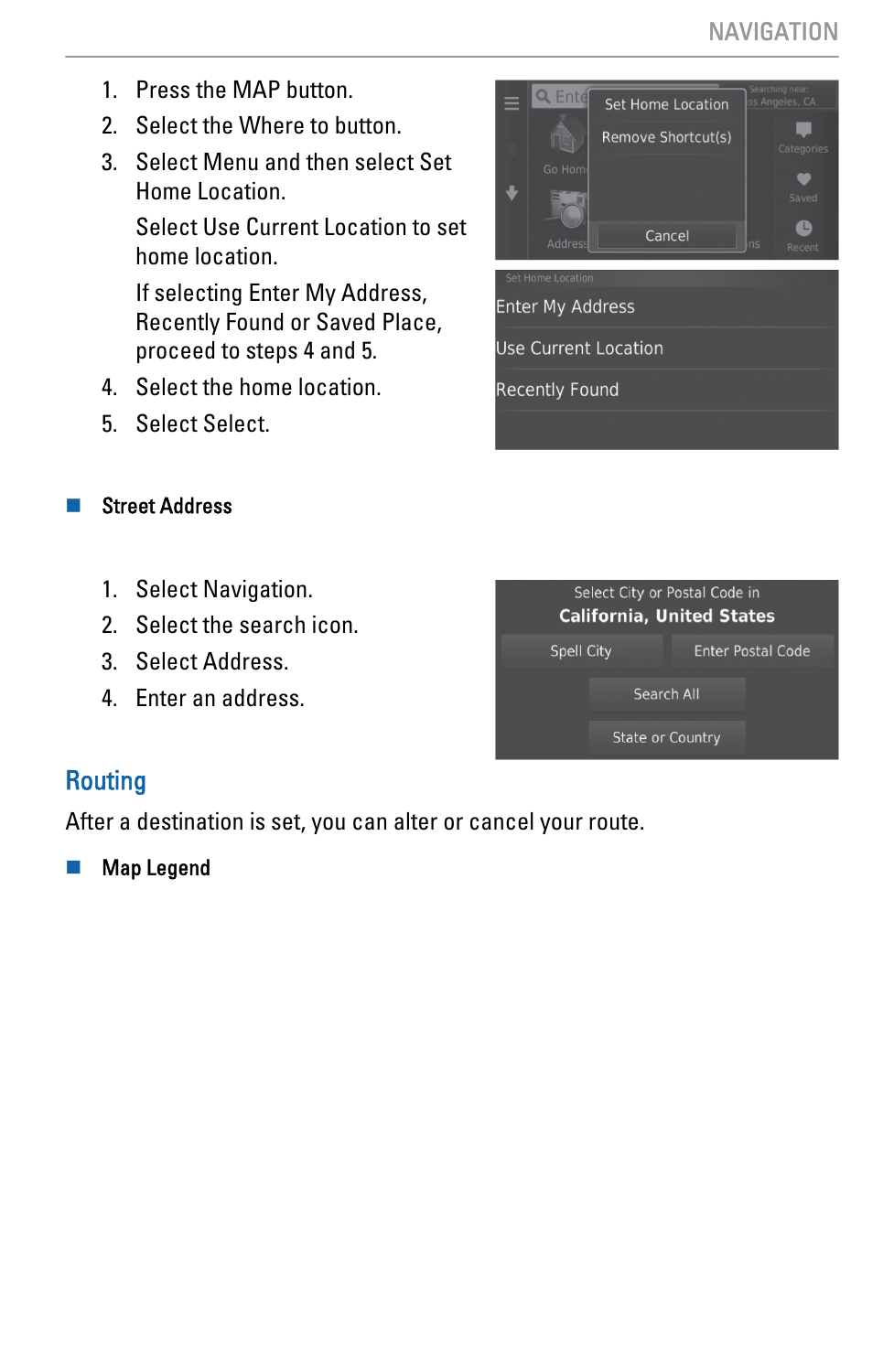1. Press the MAP button.
2. Select the Where to button.
3. Select Menu and then select Set Home Location.

   Select Use Current Location to set home location.

   If selecting Enter My Address, Recently Found or Saved Place, proceed to steps 4 and 5.
4. Select the home location.
5. Select Select.

### Street Address

1. Select Navigation.
2. Select the search icon.
3. Select Address.
4. Enter an address.

## Routing

After a destination is set, you can alter or cancel your route.

### Map Legend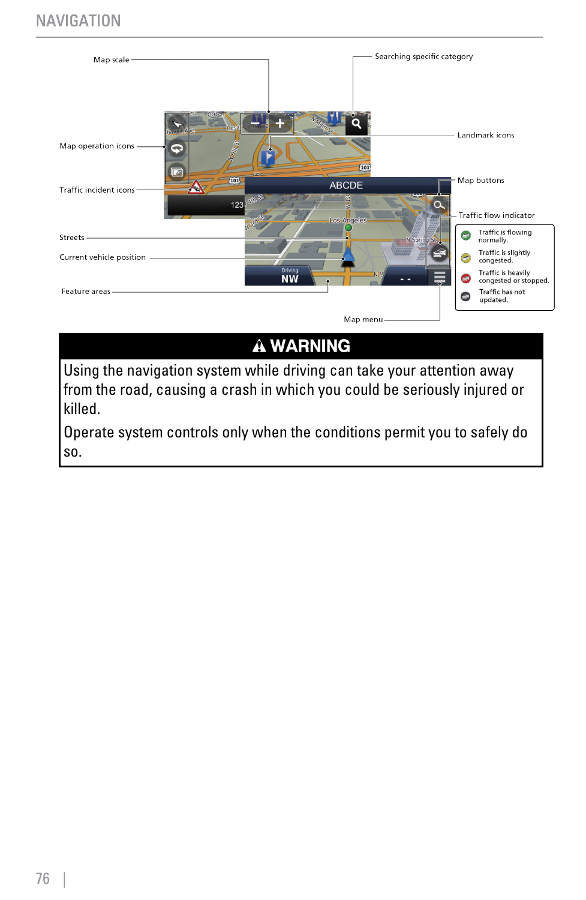Map scale

Searching specific category

Map operation icons

Landmark icons

Map buttons

Traffic incident icons

Traffic flow indicator

Traffic is flowing normally.

Traffic is slightly congested.

Traffic is heavily congested or stopped.

Traffic has not updated.

Streets

Current vehicle position

Feature areas

Map menu

## ⚠ WARNING

Using the navigation system while driving can take your attention away from the road, causing a crash in which you could be seriously injured or killed.

Operate system controls only when the conditions permit you to safely do so.